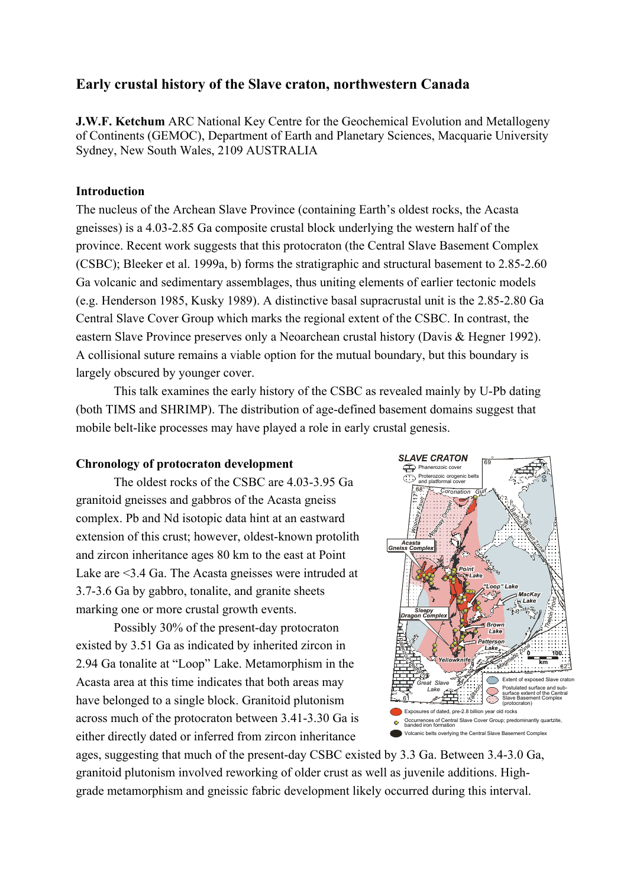# Early crustal history of the Slave craton, northwestern Canada

**J.W.F. Ketchum** ARC National Key Centre for the Geochemical Evolution and Metallogeny of Continents (GEMOC), Department of Earth and Planetary Sciences, Macquarie University Sydney, New South Wales, 2109 AUSTRALIA

## Introduction

The nucleus of the Archean Slave Province (containing Earth's oldest rocks, the Acasta gneisses) is a 4.03-2.85 Ga composite crustal block underlying the western half of the province. Recent work suggests that this protocraton (the Central Slave Basement Complex (CSBC); Bleeker et al. 1999a, b) forms the stratigraphic and structural basement to 2.85-2.60 Ga volcanic and sedimentary assemblages, thus uniting elements of earlier tectonic models (e.g. Henderson 1985, Kusky 1989). A distinctive basal supracrustal unit is the 2.85-2.80 Ga Central Slave Cover Group which marks the regional extent of the CSBC. In contrast, the eastern Slave Province preserves only a Neoarchean crustal history (Davis & Hegner 1992). A collisional suture remains a viable option for the mutual boundary, but this boundary is largely obscured by younger cover.

This talk examines the early history of the CSBC as revealed mainly by U-Pb dating (both TIMS and SHRIMP). The distribution of age-defined basement domains suggest that mobile belt-like processes may have played a role in early crustal genesis.

## Chronology of protocraton development

The oldest rocks of the CSBC are 4.03-3.95 Ga granitoid gneisses and gabbros of the Acasta gneiss complex. Pb and Nd isotopic data hint at an eastward extension of this crust; however, oldest-known protolith and zircon inheritance ages 80 km to the east at Point Lake are <3.4 Ga. The Acasta gneisses were intruded at 3.7-3.6 Ga by gabbro, tonalite, and granite sheets marking one or more crustal growth events.

Possibly 30% of the present-day protocraton existed by 3.51 Ga as indicated by inherited zircon in 2.94 Ga tonalite at "Loop" Lake. Metamorphism in the Acasta area at this time indicates that both areas may have belonged to a single block. Granitoid plutonism across much of the protocraton between 3.41-3.30 Ga is either directly dated or inferred from zircon inheritance ages, suggesting that much of the present-day CSBC existed by 3.3 Ga. Between 3.4-3.0 Ga, granitoid plutonism involved reworking of older crust as well as juvenile additions. High-grade metamorphism and gneissic fabric development likely occurred during this interval.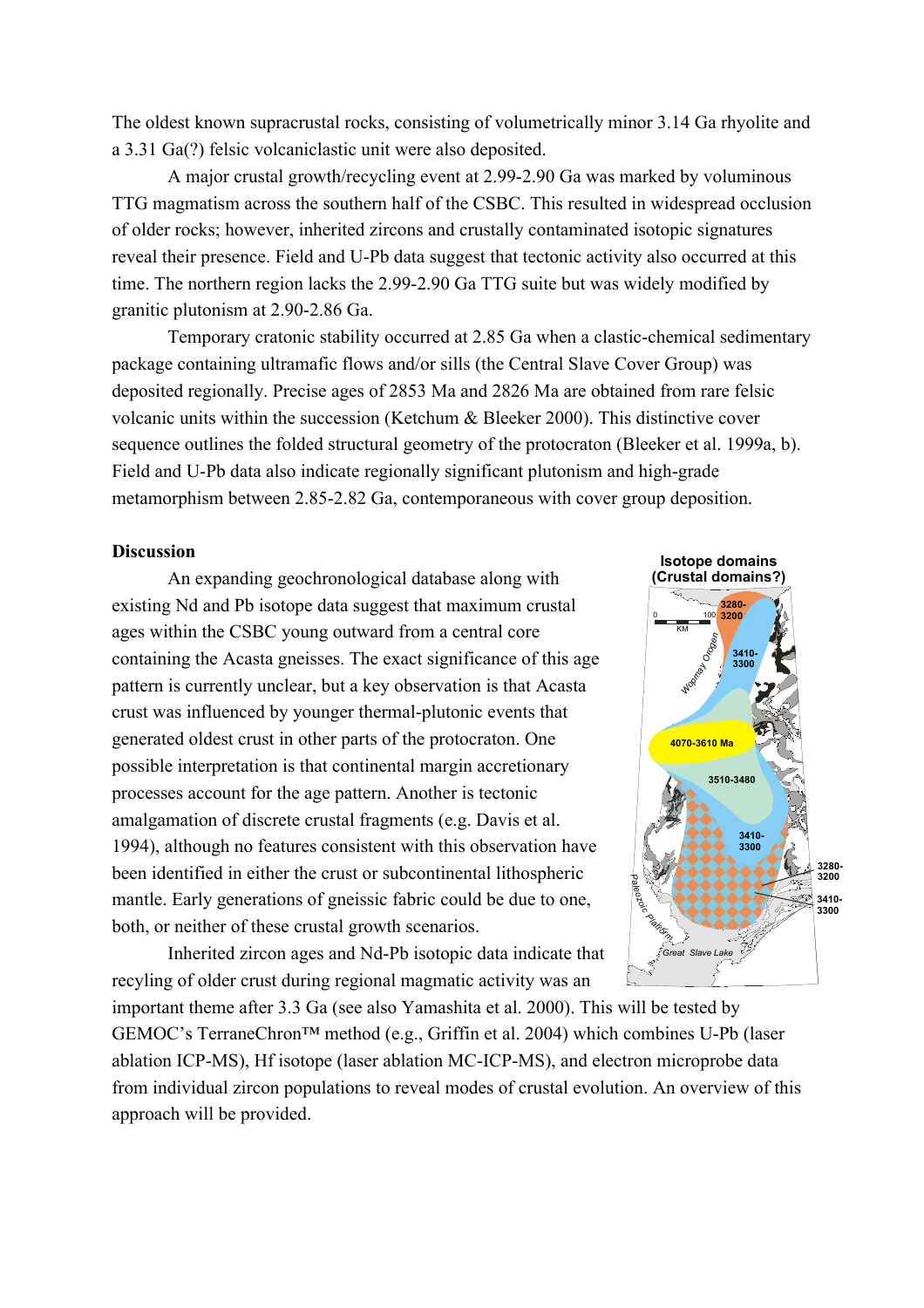The oldest known supracrustal rocks, consisting of volumetrically minor 3.14 Ga rhyolite and a 3.31 Ga(?) felsic volcaniclastic unit were also deposited.

A major crustal growth/recycling event at 2.99-2.90 Ga was marked by voluminous TTG magmatism across the southern half of the CSBC. This resulted in widespread occlusion of older rocks; however, inherited zircons and crustally contaminated isotopic signatures reveal their presence. Field and U-Pb data suggest that tectonic activity also occurred at this time. The northern region lacks the 2.99-2.90 Ga TTG suite but was widely modified by granitic plutonism at 2.90-2.86 Ga.

Temporary cratonic stability occurred at 2.85 Ga when a clastic-chemical sedimentary package containing ultramafic flows and/or sills (the Central Slave Cover Group) was deposited regionally. Precise ages of 2853 Ma and 2826 Ma are obtained from rare felsic volcanic units within the succession (Ketchum & Bleeker 2000). This distinctive cover sequence outlines the folded structural geometry of the protocraton (Bleeker et al. 1999a, b). Field and U-Pb data also indicate regionally significant plutonism and high-grade metamorphism between 2.85-2.82 Ga, contemporaneous with cover group deposition.

## Discussion

An expanding geochronological database along with existing Nd and Pb isotope data suggest that maximum crustal ages within the CSBC young outward from a central core containing the Acasta gneisses. The exact significance of this age pattern is currently unclear, but a key observation is that Acasta crust was influenced by younger thermal-plutonic events that generated oldest crust in other parts of the protocraton. One possible interpretation is that continental margin accretionary processes account for the age pattern. Another is tectonic amalgamation of discrete crustal fragments (e.g. Davis et al. 1994), although no features consistent with this observation have been identified in either the crust or subcontinental lithospheric mantle. Early generations of gneissic fabric could be due to one, both, or neither of these crustal growth scenarios.

Isotope domains (Crustal domains?)

Inherited zircon ages and Nd-Pb isotopic data indicate that recyling of older crust during regional magmatic activity was an important theme after 3.3 Ga (see also Yamashita et al. 2000). This will be tested by GEMOC's TerraneChron™ method (e.g., Griffin et al. 2004) which combines U-Pb (laser ablation ICP-MS), Hf isotope (laser ablation MC-ICP-MS), and electron microprobe data from individual zircon populations to reveal modes of crustal evolution. An overview of this approach will be provided.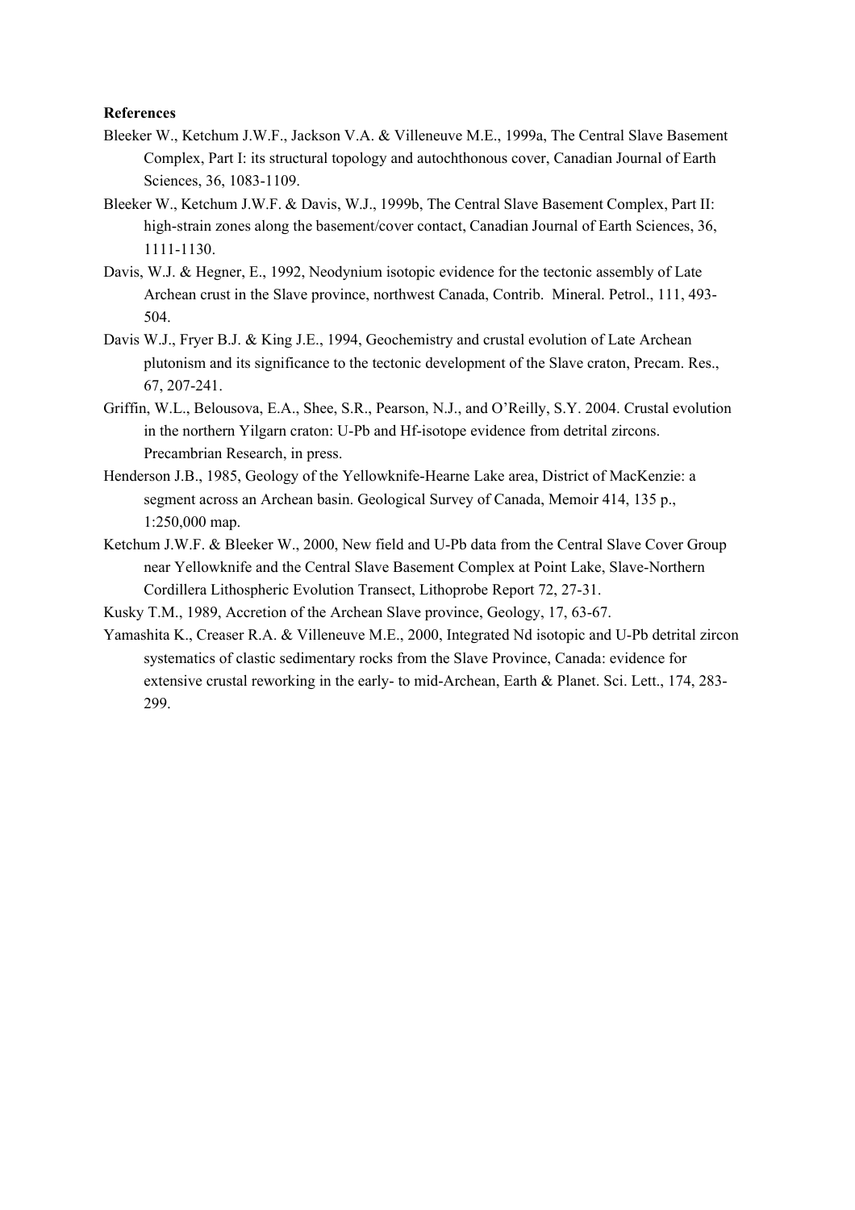**References**

Bleeker W., Ketchum J.W.F., Jackson V.A. & Villeneuve M.E., 1999a, The Central Slave Basement Complex, Part I: its structural topology and autochthonous cover, Canadian Journal of Earth Sciences, 36, 1083-1109.

Bleeker W., Ketchum J.W.F. & Davis, W.J., 1999b, The Central Slave Basement Complex, Part II: high-strain zones along the basement/cover contact, Canadian Journal of Earth Sciences, 36, 1111-1130.

Davis, W.J. & Hegner, E., 1992, Neodynium isotopic evidence for the tectonic assembly of Late Archean crust in the Slave province, northwest Canada, Contrib. Mineral. Petrol., 111, 493-504.

Davis W.J., Fryer B.J. & King J.E., 1994, Geochemistry and crustal evolution of Late Archean plutonism and its significance to the tectonic development of the Slave craton, Precam. Res., 67, 207-241.

Griffin, W.L., Belousova, E.A., Shee, S.R., Pearson, N.J., and O'Reilly, S.Y. 2004. Crustal evolution in the northern Yilgarn craton: U-Pb and Hf-isotope evidence from detrital zircons. Precambrian Research, in press.

Henderson J.B., 1985, Geology of the Yellowknife-Hearne Lake area, District of MacKenzie: a segment across an Archean basin. Geological Survey of Canada, Memoir 414, 135 p., 1:250,000 map.

Ketchum J.W.F. & Bleeker W., 2000, New field and U-Pb data from the Central Slave Cover Group near Yellowknife and the Central Slave Basement Complex at Point Lake, Slave-Northern Cordillera Lithospheric Evolution Transect, Lithoprobe Report 72, 27-31.

Kusky T.M., 1989, Accretion of the Archean Slave province, Geology, 17, 63-67.

Yamashita K., Creaser R.A. & Villeneuve M.E., 2000, Integrated Nd isotopic and U-Pb detrital zircon systematics of clastic sedimentary rocks from the Slave Province, Canada: evidence for extensive crustal reworking in the early- to mid-Archean, Earth & Planet. Sci. Lett., 174, 283-299.